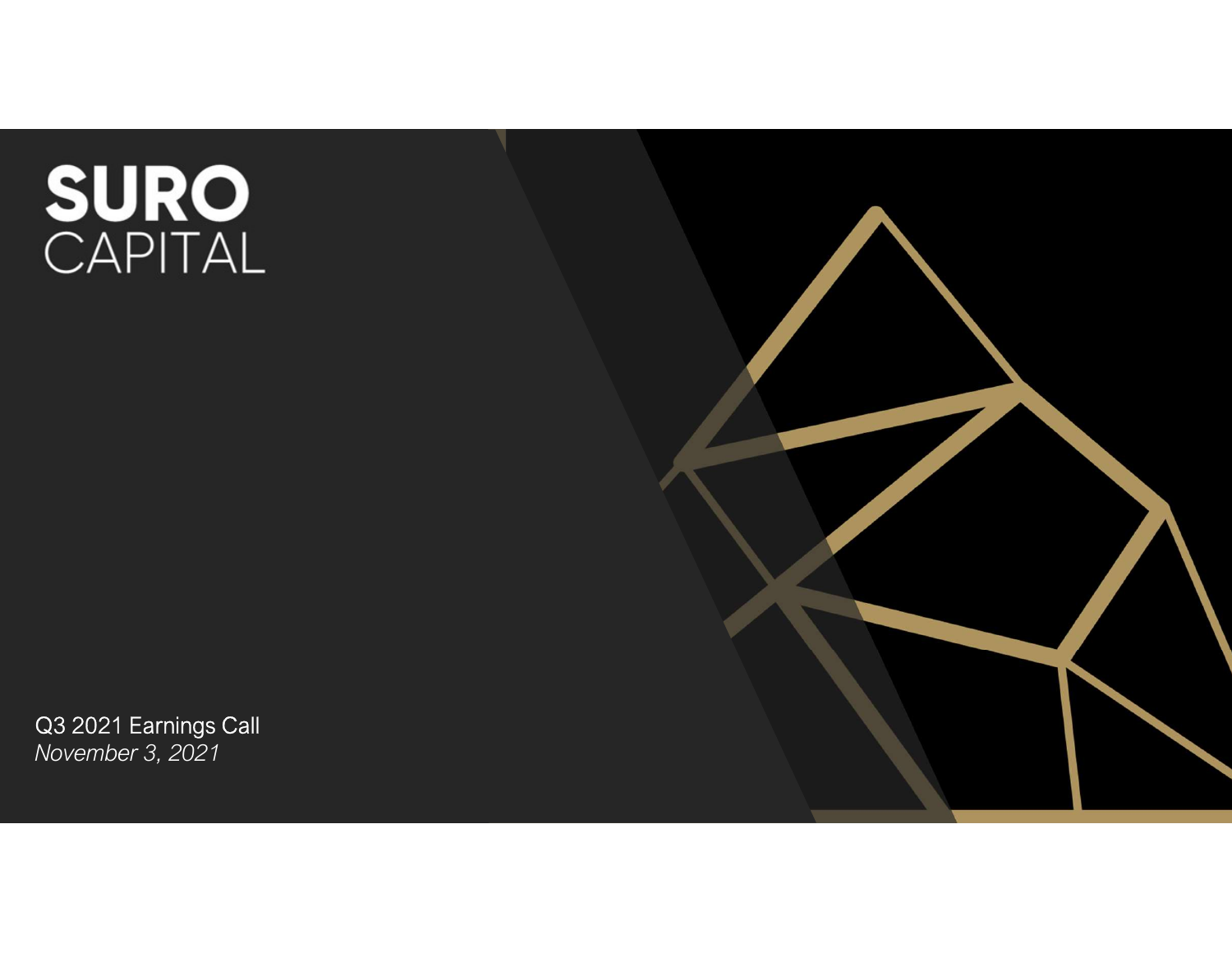# SURO CAPITAL

Q3 2021 Earnings Call

*November 3, 2021*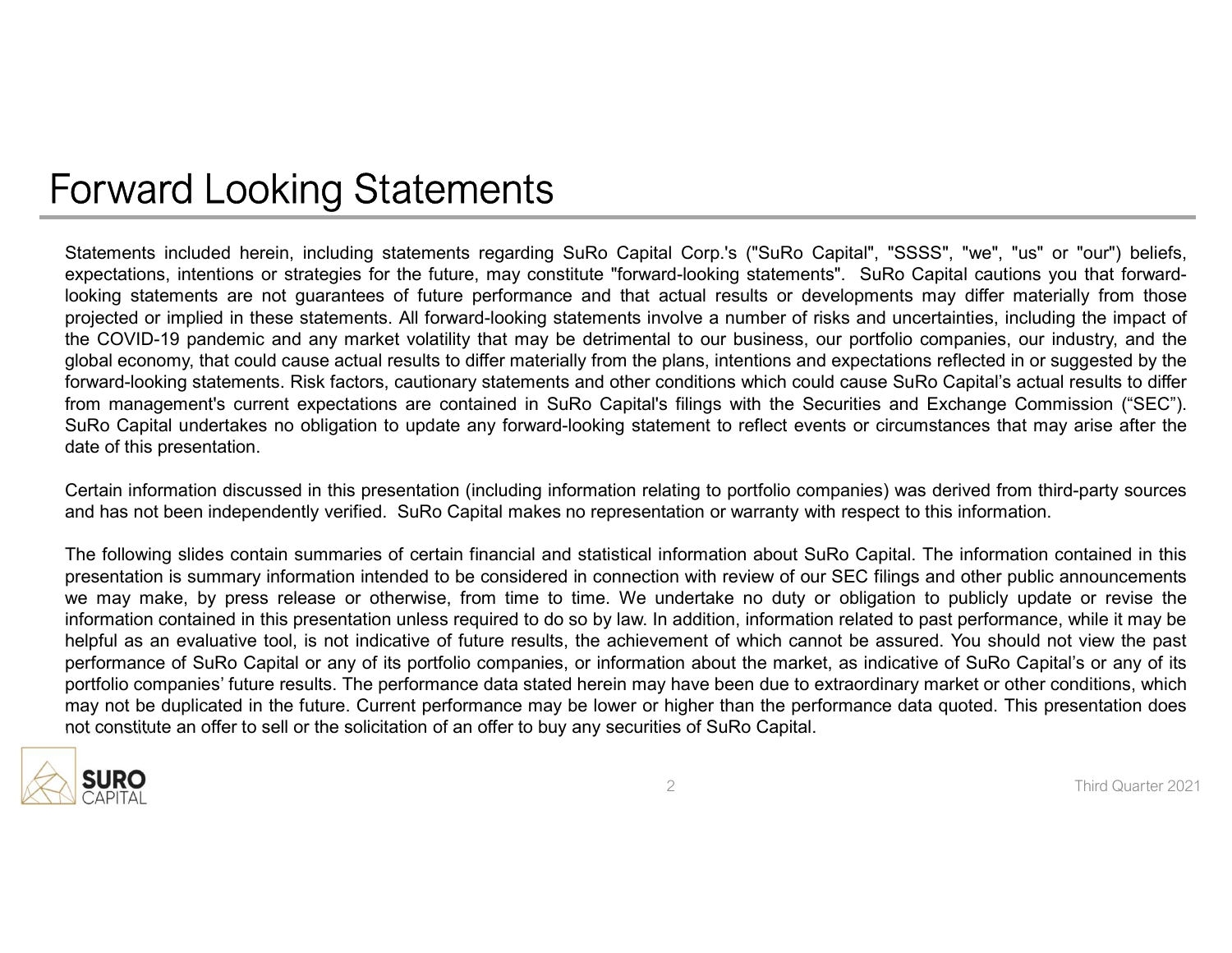# Forward Looking Statements

Statements included herein, including statements regarding SuRo Capital Corp.'s ("SuRo Capital", "SSSS", "we", "us" or "our") beliefs, expectations, intentions or strategies for the future, may constitute "forward-looking statements". SuRo Capital cautions you that forward-looking statements are not guarantees of future performance and that actual results or developments may differ materially from those projected or implied in these statements. All forward-looking statements involve a number of risks and uncertainties, including the impact of the COVID-19 pandemic and any market volatility that may be detrimental to our business, our portfolio companies, our industry, and the global economy, that could cause actual results to differ materially from the plans, intentions and expectations reflected in or suggested by the forward-looking statements. Risk factors, cautionary statements and other conditions which could cause SuRo Capital's actual results to differ from management's current expectations are contained in SuRo Capital's filings with the Securities and Exchange Commission ("SEC"). SuRo Capital undertakes no obligation to update any forward-looking statement to reflect events or circumstances that may arise after the date of this presentation.

Certain information discussed in this presentation (including information relating to portfolio companies) was derived from third-party sources and has not been independently verified. SuRo Capital makes no representation or warranty with respect to this information.

The following slides contain summaries of certain financial and statistical information about SuRo Capital. The information contained in this presentation is summary information intended to be considered in connection with review of our SEC filings and other public announcements we may make, by press release or otherwise, from time to time. We undertake no duty or obligation to publicly update or revise the information contained in this presentation unless required to do so by law. In addition, information related to past performance, while it may be helpful as an evaluative tool, is not indicative of future results, the achievement of which cannot be assured. You should not view the past performance of SuRo Capital or any of its portfolio companies, or information about the market, as indicative of SuRo Capital's or any of its portfolio companies' future results. The performance data stated herein may have been due to extraordinary market or other conditions, which may not be duplicated in the future. Current performance may be lower or higher than the performance data quoted. This presentation does not constitute an offer to sell or the solicitation of an offer to buy any securities of SuRo Capital.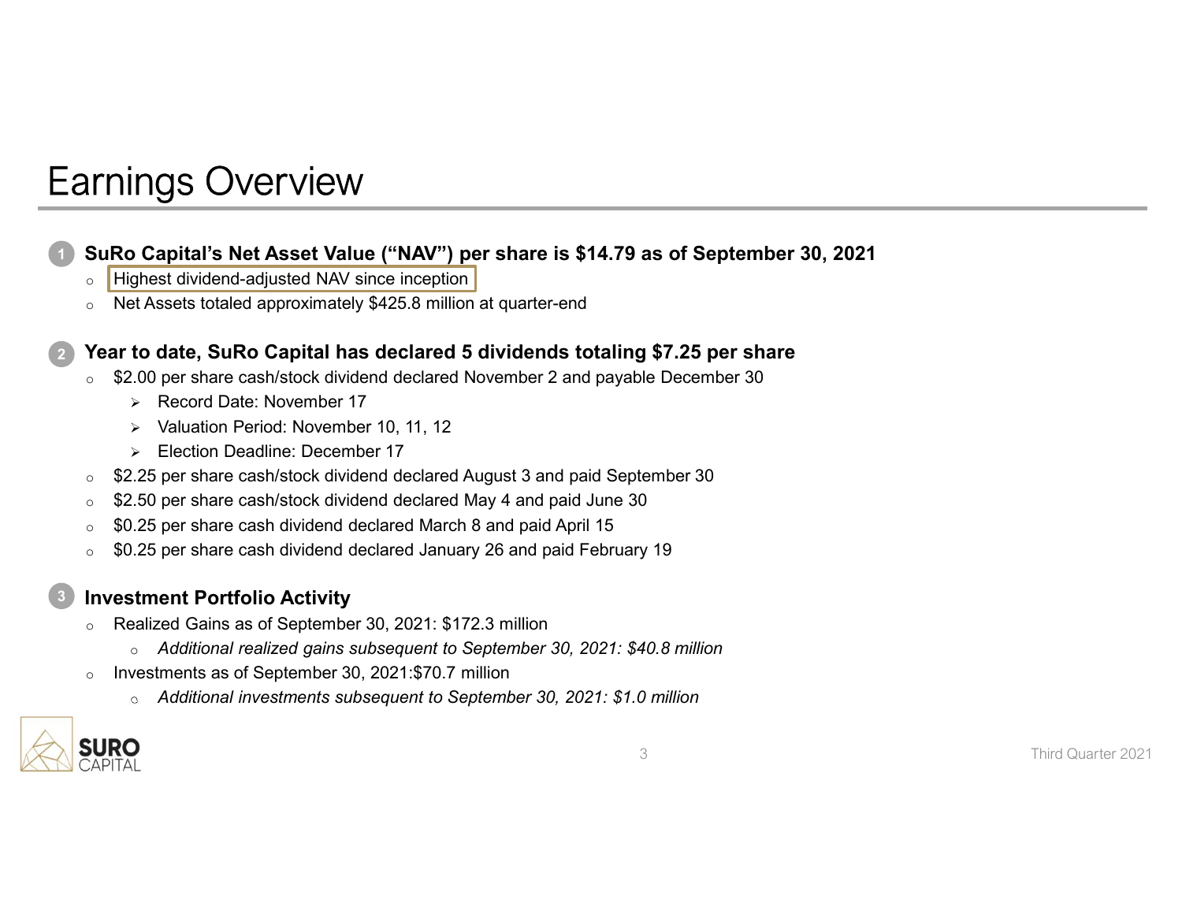# Earnings Overview

1. **SuRo Capital's Net Asset Value ("NAV") per share is $14.79 as of September 30, 2021**
   - Highest dividend-adjusted NAV since inception
   - Net Assets totaled approximately $425.8 million at quarter-end

2. **Year to date, SuRo Capital has declared 5 dividends totaling $7.25 per share**
   - $2.00 per share cash/stock dividend declared November 2 and payable December 30
     - Record Date: November 17
     - Valuation Period: November 10, 11, 12
     - Election Deadline: December 17
   - $2.25 per share cash/stock dividend declared August 3 and paid September 30
   - $2.50 per share cash/stock dividend declared May 4 and paid June 30
   - $0.25 per share cash dividend declared March 8 and paid April 15
   - $0.25 per share cash dividend declared January 26 and paid February 19

3. **Investment Portfolio Activity**
   - Realized Gains as of September 30, 2021: $172.3 million
     - *Additional realized gains subsequent to September 30, 2021: $40.8 million*
   - Investments as of September 30, 2021:$70.7 million
     - *Additional investments subsequent to September 30, 2021: $1.0 million*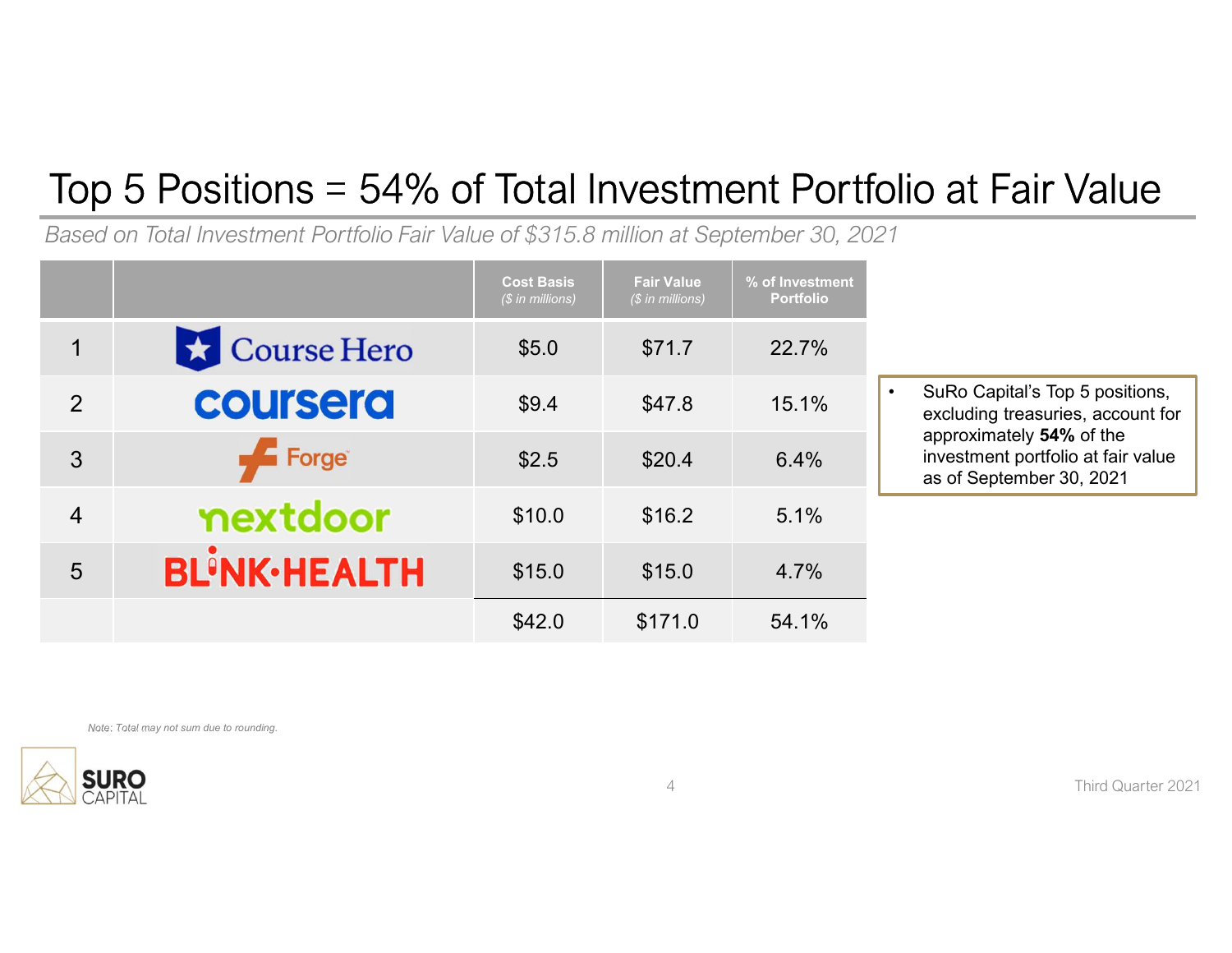# Top 5 Positions = 54% of Total Investment Portfolio at Fair Value

*Based on Total Investment Portfolio Fair Value of $315.8 million at September 30, 2021*

| | | Cost Basis ($ in millions) | Fair Value ($ in millions) | % of Investment Portfolio |
|---|---|---|---|---|
| 1 | Course Hero | $5.0 | $71.7 | 22.7% |
| 2 | coursera | $9.4 | $47.8 | 15.1% |
| 3 | Forge | $2.5 | $20.4 | 6.4% |
| 4 | nextdoor | $10.0 | $16.2 | 5.1% |
| 5 | BLINK HEALTH | $15.0 | $15.0 | 4.7% |
| | | $42.0 | $171.0 | 54.1% |

- SuRo Capital's Top 5 positions, excluding treasuries, account for approximately **54%** of the investment portfolio at fair value as of September 30, 2021

*Note: Total may not sum due to rounding.*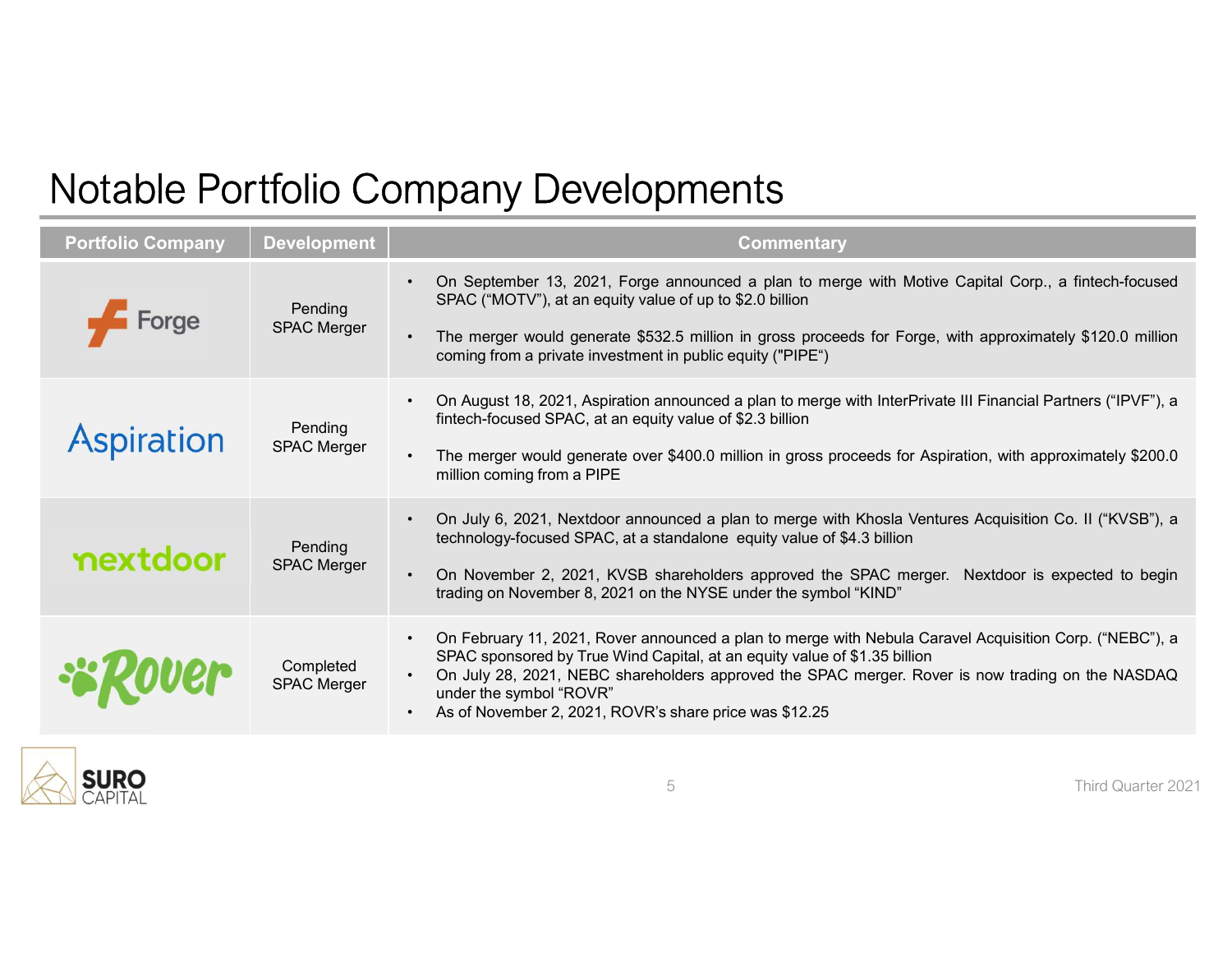# Notable Portfolio Company Developments

| Portfolio Company | Development | Commentary |
|---|---|---|
| Forge | Pending SPAC Merger | • On September 13, 2021, Forge announced a plan to merge with Motive Capital Corp., a fintech-focused SPAC ("MOTV"), at an equity value of up to $2.0 billion<br>• The merger would generate $532.5 million in gross proceeds for Forge, with approximately $120.0 million coming from a private investment in public equity ("PIPE") |
| Aspiration | Pending SPAC Merger | • On August 18, 2021, Aspiration announced a plan to merge with InterPrivate III Financial Partners ("IPVF"), a fintech-focused SPAC, at an equity value of $2.3 billion<br>• The merger would generate over $400.0 million in gross proceeds for Aspiration, with approximately $200.0 million coming from a PIPE |
| nextdoor | Pending SPAC Merger | • On July 6, 2021, Nextdoor announced a plan to merge with Khosla Ventures Acquisition Co. II ("KVSB"), a technology-focused SPAC, at a standalone equity value of $4.3 billion<br>• On November 2, 2021, KVSB shareholders approved the SPAC merger. Nextdoor is expected to begin trading on November 8, 2021 on the NYSE under the symbol "KIND" |
| Rover | Completed SPAC Merger | • On February 11, 2021, Rover announced a plan to merge with Nebula Caravel Acquisition Corp. ("NEBC"), a SPAC sponsored by True Wind Capital, at an equity value of $1.35 billion<br>• On July 28, 2021, NEBC shareholders approved the SPAC merger. Rover is now trading on the NASDAQ under the symbol "ROVR"<br>• As of November 2, 2021, ROVR's share price was $12.25 |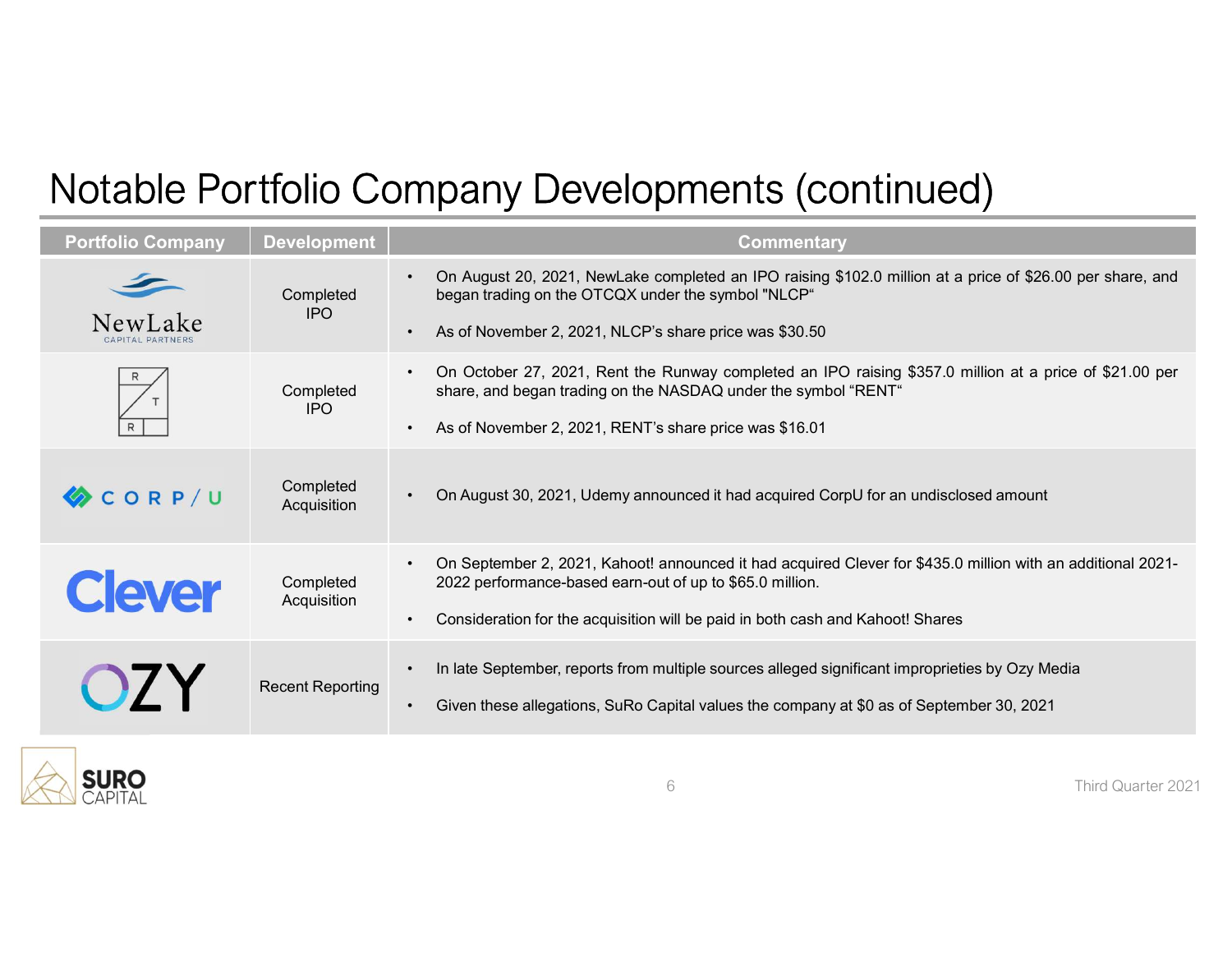# Notable Portfolio Company Developments (continued)

| Portfolio Company | Development | Commentary |
|---|---|---|
| NewLake Capital Partners | Completed IPO | • On August 20, 2021, NewLake completed an IPO raising $102.0 million at a price of $26.00 per share, and began trading on the OTCQX under the symbol "NLCP"<br>• As of November 2, 2021, NLCP's share price was $30.50 |
| Rent the Runway | Completed IPO | • On October 27, 2021, Rent the Runway completed an IPO raising $357.0 million at a price of $21.00 per share, and began trading on the NASDAQ under the symbol "RENT"<br>• As of November 2, 2021, RENT's share price was $16.01 |
| CorpU | Completed Acquisition | • On August 30, 2021, Udemy announced it had acquired CorpU for an undisclosed amount |
| Clever | Completed Acquisition | • On September 2, 2021, Kahoot! announced it had acquired Clever for $435.0 million with an additional 2021-2022 performance-based earn-out of up to $65.0 million.<br>• Consideration for the acquisition will be paid in both cash and Kahoot! Shares |
| OZY | Recent Reporting | • In late September, reports from multiple sources alleged significant improprieties by Ozy Media<br>• Given these allegations, SuRo Capital values the company at $0 as of September 30, 2021 |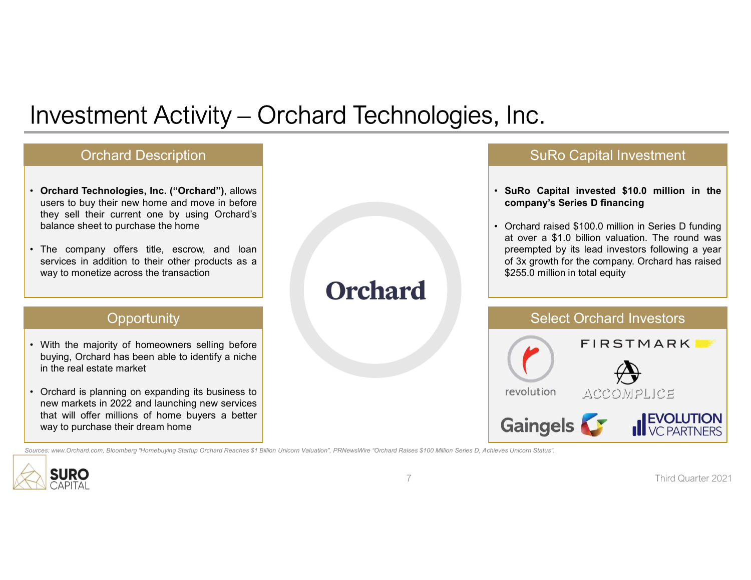# Investment Activity – Orchard Technologies, Inc.

## Orchard Description

- **Orchard Technologies, Inc. ("Orchard")**, allows users to buy their new home and move in before they sell their current one by using Orchard's balance sheet to purchase the home
- The company offers title, escrow, and loan services in addition to their other products as a way to monetize across the transaction

## Opportunity

- With the majority of homeowners selling before buying, Orchard has been able to identify a niche in the real estate market
- Orchard is planning on expanding its business to new markets in 2022 and launching new services that will offer millions of home buyers a better way to purchase their dream home

Orchard

## SuRo Capital Investment

- **SuRo Capital invested $10.0 million in the company's Series D financing**
- Orchard raised $100.0 million in Series D funding at over a $1.0 billion valuation. The round was preempted by its lead investors following a year of 3x growth for the company. Orchard has raised $255.0 million in total equity

## Select Orchard Investors

revolution

FIRSTMARK

ACCOMPLICE

Gaingels

EVOLUTION VC PARTNERS

*Sources: www.Orchard.com, Bloomberg "Homebuying Startup Orchard Reaches $1 Billion Unicorn Valuation", PRNewsWire "Orchard Raises $100 Million Series D, Achieves Unicorn Status".*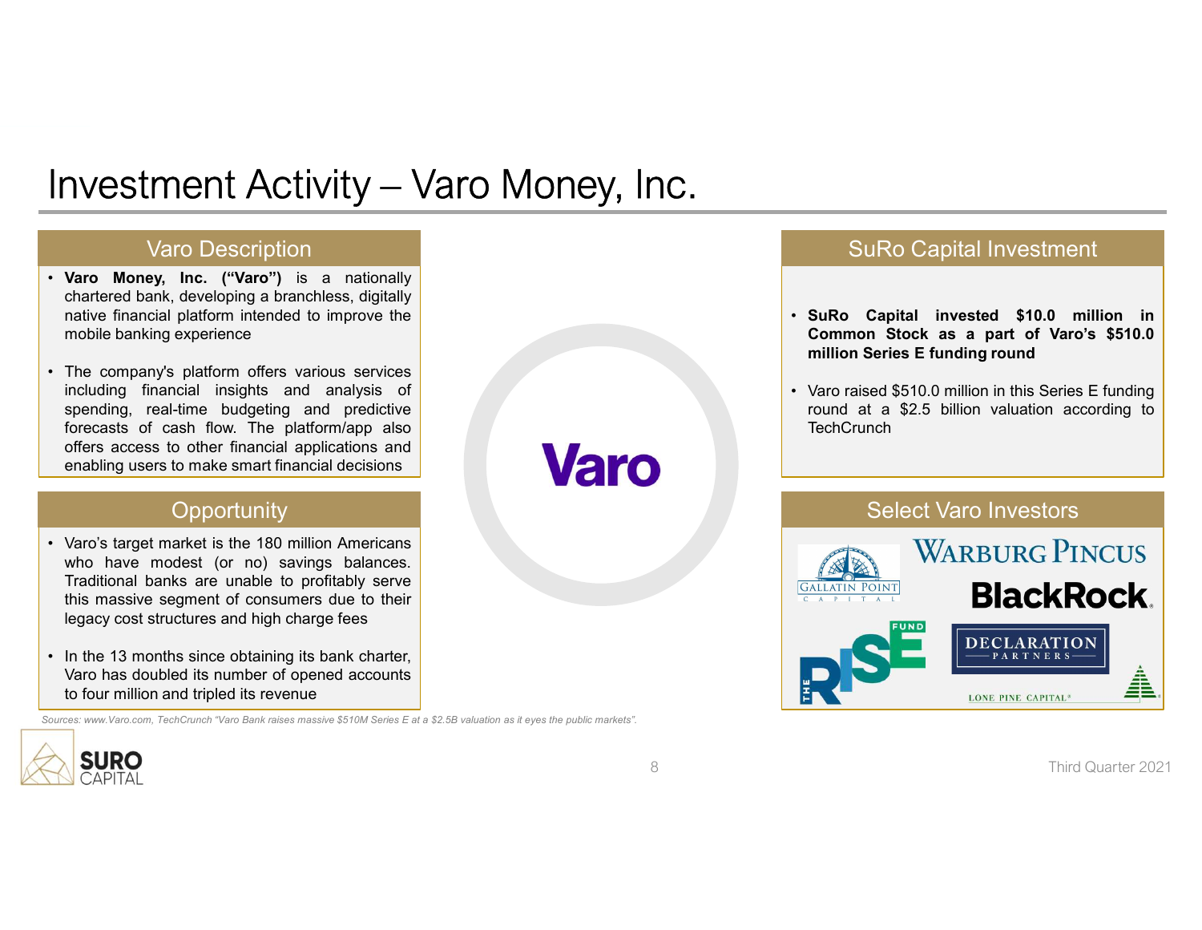# Investment Activity – Varo Money, Inc.

## Varo Description

- **Varo Money, Inc. ("Varo")** is a nationally chartered bank, developing a branchless, digitally native financial platform intended to improve the mobile banking experience
- The company's platform offers various services including financial insights and analysis of spending, real-time budgeting and predictive forecasts of cash flow. The platform/app also offers access to other financial applications and enabling users to make smart financial decisions

## Opportunity

- Varo's target market is the 180 million Americans who have modest (or no) savings balances. Traditional banks are unable to profitably serve this massive segment of consumers due to their legacy cost structures and high charge fees
- In the 13 months since obtaining its bank charter, Varo has doubled its number of opened accounts to four million and tripled its revenue

## SuRo Capital Investment

- **SuRo Capital invested $10.0 million in Common Stock as a part of Varo's $510.0 million Series E funding round**
- Varo raised $510.0 million in this Series E funding round at a $2.5 billion valuation according to TechCrunch

## Select Varo Investors

Gallatin Point Capital, Warburg Pincus, BlackRock, The Rise Fund, Declaration Partners, Lone Pine Capital

*Sources: www.Varo.com, TechCrunch "Varo Bank raises massive $510M Series E at a $2.5B valuation as it eyes the public markets".*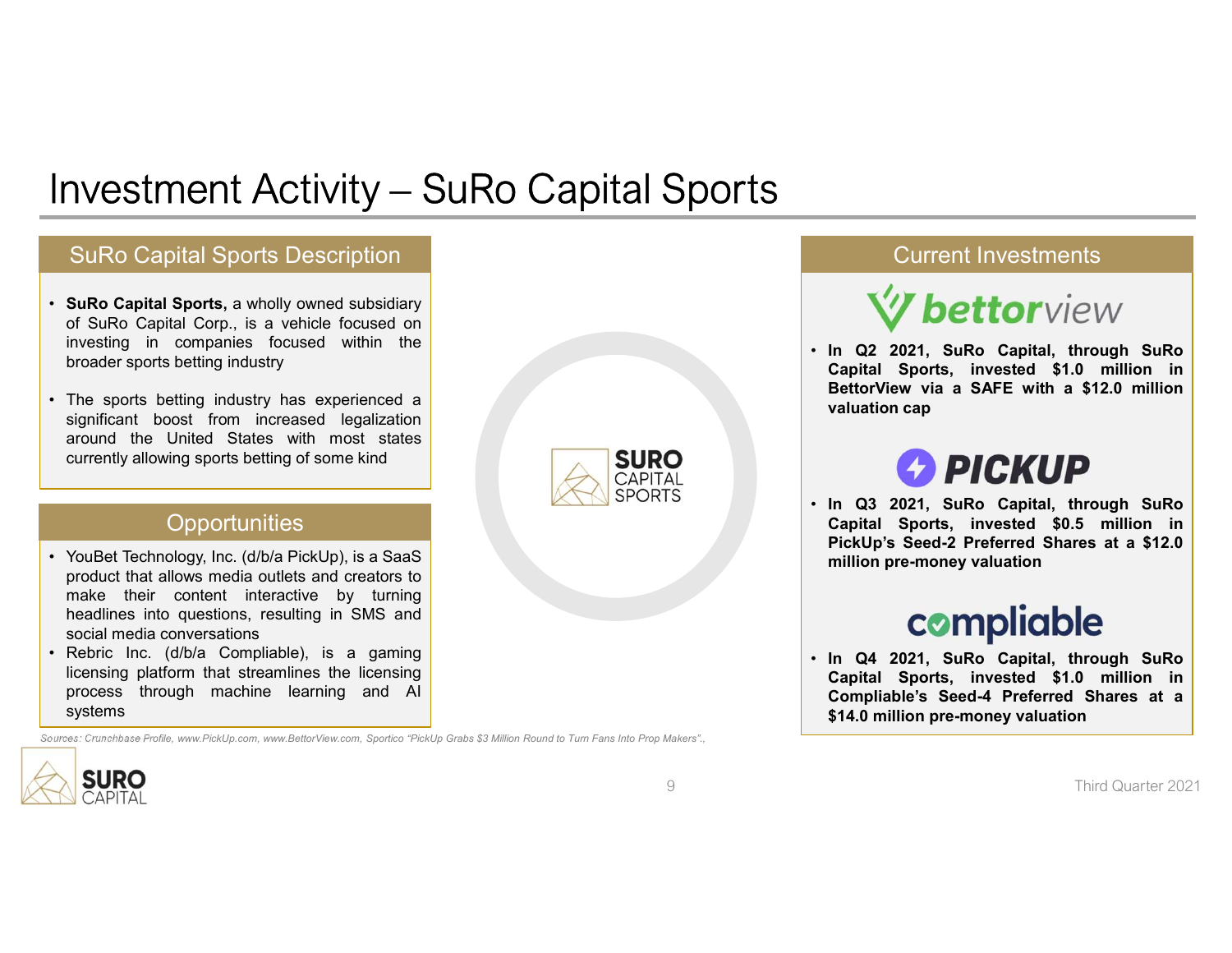# Investment Activity – SuRo Capital Sports

## SuRo Capital Sports Description

- **SuRo Capital Sports,** a wholly owned subsidiary of SuRo Capital Corp., is a vehicle focused on investing in companies focused within the broader sports betting industry
- The sports betting industry has experienced a significant boost from increased legalization around the United States with most states currently allowing sports betting of some kind

## Opportunities

- YouBet Technology, Inc. (d/b/a PickUp), is a SaaS product that allows media outlets and creators to make their content interactive by turning headlines into questions, resulting in SMS and social media conversations
- Rebric Inc. (d/b/a Compliable), is a gaming licensing platform that streamlines the licensing process through machine learning and AI systems

## Current Investments

**bettorview**

- **In Q2 2021, SuRo Capital, through SuRo Capital Sports, invested $1.0 million in BettorView via a SAFE with a $12.0 million valuation cap**

**PICKUP**

- **In Q3 2021, SuRo Capital, through SuRo Capital Sports, invested $0.5 million in PickUp's Seed-2 Preferred Shares at a $12.0 million pre-money valuation**

**compliable**

- **In Q4 2021, SuRo Capital, through SuRo Capital Sports, invested $1.0 million in Compliable's Seed-4 Preferred Shares at a $14.0 million pre-money valuation**

*Sources: Crunchbase Profile, www.PickUp.com, www.BettorView.com, Sportico "PickUp Grabs $3 Million Round to Turn Fans Into Prop Makers".,*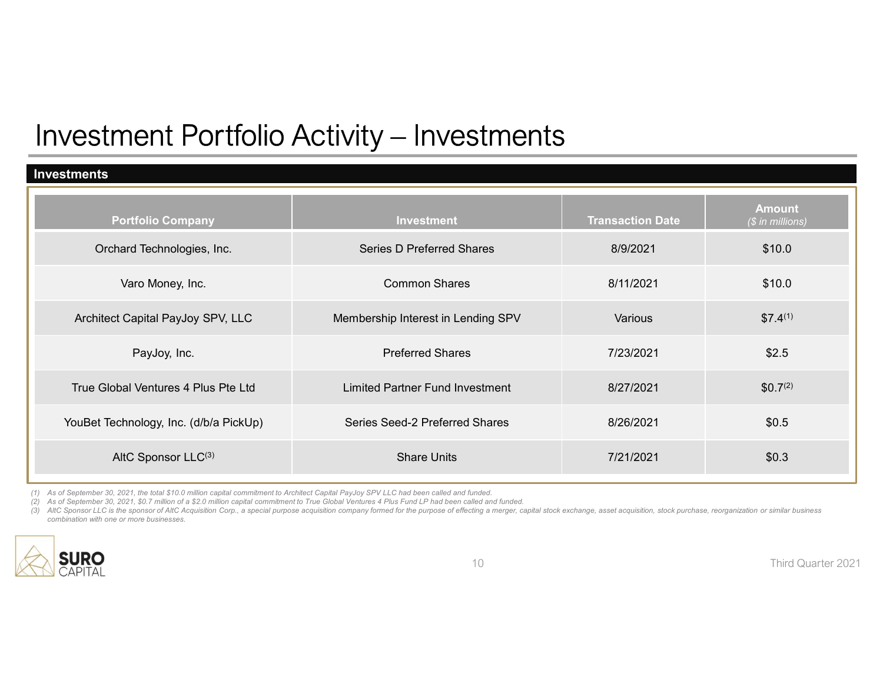# Investment Portfolio Activity – Investments

## Investments

| Portfolio Company | Investment | Transaction Date | Amount ($ in millions) |
|---|---|---|---|
| Orchard Technologies, Inc. | Series D Preferred Shares | 8/9/2021 | $10.0 |
| Varo Money, Inc. | Common Shares | 8/11/2021 | $10.0 |
| Architect Capital PayJoy SPV, LLC | Membership Interest in Lending SPV | Various | $7.4[1] |
| PayJoy, Inc. | Preferred Shares | 7/23/2021 | $2.5 |
| True Global Ventures 4 Plus Pte Ltd | Limited Partner Fund Investment | 8/27/2021 | $0.7[2] |
| YouBet Technology, Inc. (d/b/a PickUp) | Series Seed-2 Preferred Shares | 8/26/2021 | $0.5 |
| AltC Sponsor LLC[3] | Share Units | 7/21/2021 | $0.3 |

*(1) As of September 30, 2021, the total $10.0 million capital commitment to Architect Capital PayJoy SPV LLC had been called and funded.*

*(2) As of September 30, 2021, $0.7 million of a $2.0 million capital commitment to True Global Ventures 4 Plus Fund LP had been called and funded.*

*(3) AltC Sponsor LLC is the sponsor of AltC Acquisition Corp., a special purpose acquisition company formed for the purpose of effecting a merger, capital stock exchange, asset acquisition, stock purchase, reorganization or similar business combination with one or more businesses.*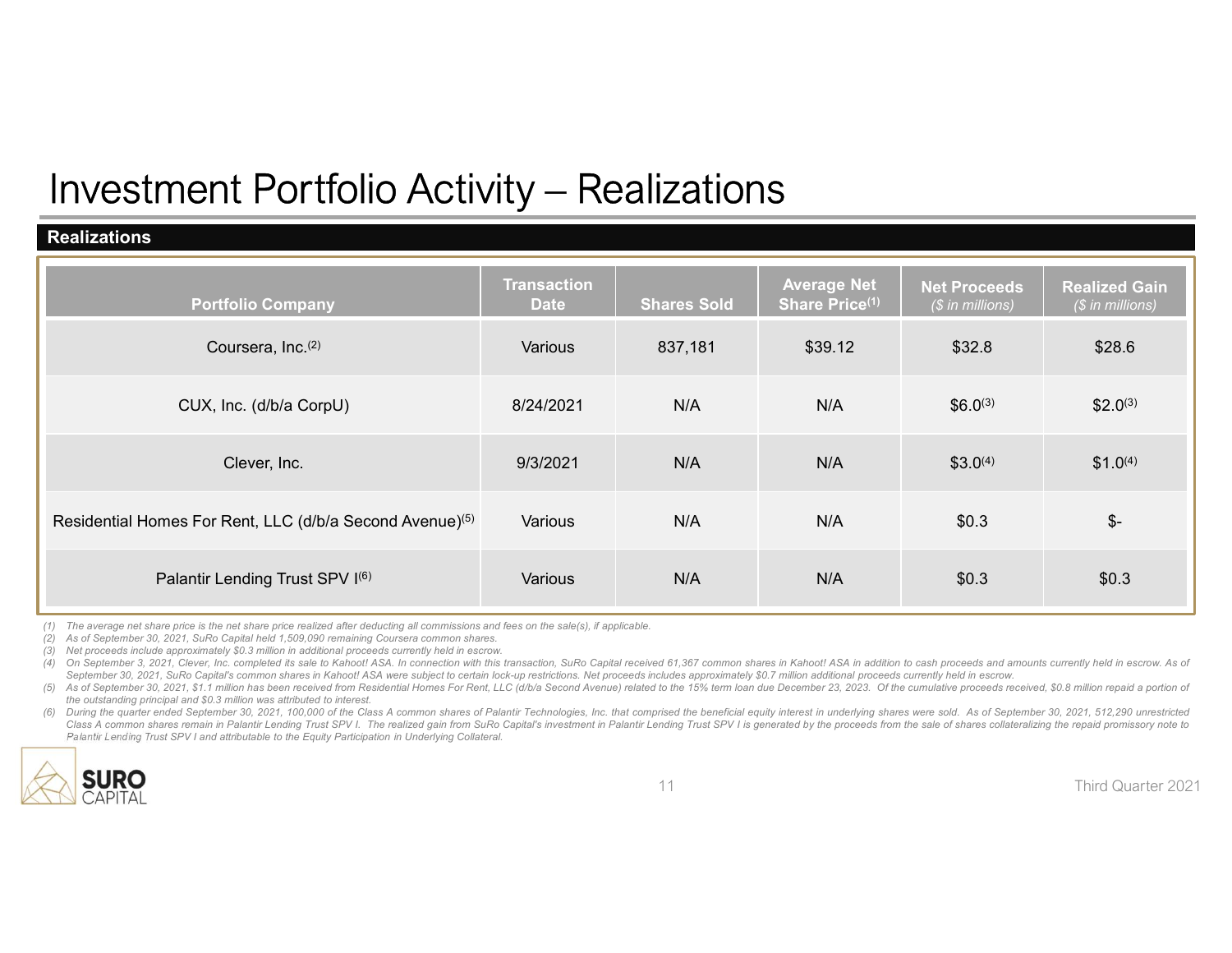# Investment Portfolio Activity – Realizations

## Realizations

| Portfolio Company | Transaction Date | Shares Sold | Average Net Share Price[1] | Net Proceeds ($ in millions) | Realized Gain ($ in millions) |
|---|---|---|---|---|---|
| Coursera, Inc.[2] | Various | 837,181 | $39.12 | $32.8 | $28.6 |
| CUX, Inc. (d/b/a CorpU) | 8/24/2021 | N/A | N/A | $6.0[3] | $2.0[3] |
| Clever, Inc. | 9/3/2021 | N/A | N/A | $3.0[4] | $1.0[4] |
| Residential Homes For Rent, LLC (d/b/a Second Avenue)[5] | Various | N/A | N/A | $0.3 | $- |
| Palantir Lending Trust SPV I[6] | Various | N/A | N/A | $0.3 | $0.3 |

*(1) The average net share price is the net share price realized after deducting all commissions and fees on the sale(s), if applicable.*

*(2) As of September 30, 2021, SuRo Capital held 1,509,090 remaining Coursera common shares.*

*(3) Net proceeds include approximately $0.3 million in additional proceeds currently held in escrow.*

*(4) On September 3, 2021, Clever, Inc. completed its sale to Kahoot! ASA. In connection with this transaction, SuRo Capital received 61,367 common shares in Kahoot! ASA in addition to cash proceeds and amounts currently held in escrow. As of September 30, 2021, SuRo Capital's common shares in Kahoot! ASA were subject to certain lock-up restrictions. Net proceeds includes approximately $0.7 million additional proceeds currently held in escrow.*

*(5) As of September 30, 2021, $1.1 million has been received from Residential Homes For Rent, LLC (d/b/a Second Avenue) related to the 15% term loan due December 23, 2023. Of the cumulative proceeds received, $0.8 million repaid a portion of the outstanding principal and $0.3 million was attributed to interest.*

*(6) During the quarter ended September 30, 2021, 100,000 of the Class A common shares of Palantir Technologies, Inc. that comprised the beneficial equity interest in underlying shares were sold. As of September 30, 2021, 512,290 unrestricted Class A common shares remain in Palantir Lending Trust SPV I. The realized gain from SuRo Capital's investment in Palantir Lending Trust SPV I is generated by the proceeds from the sale of shares collateralizing the repaid promissory note to Palantir Lending Trust SPV I and attributable to the Equity Participation in Underlying Collateral.*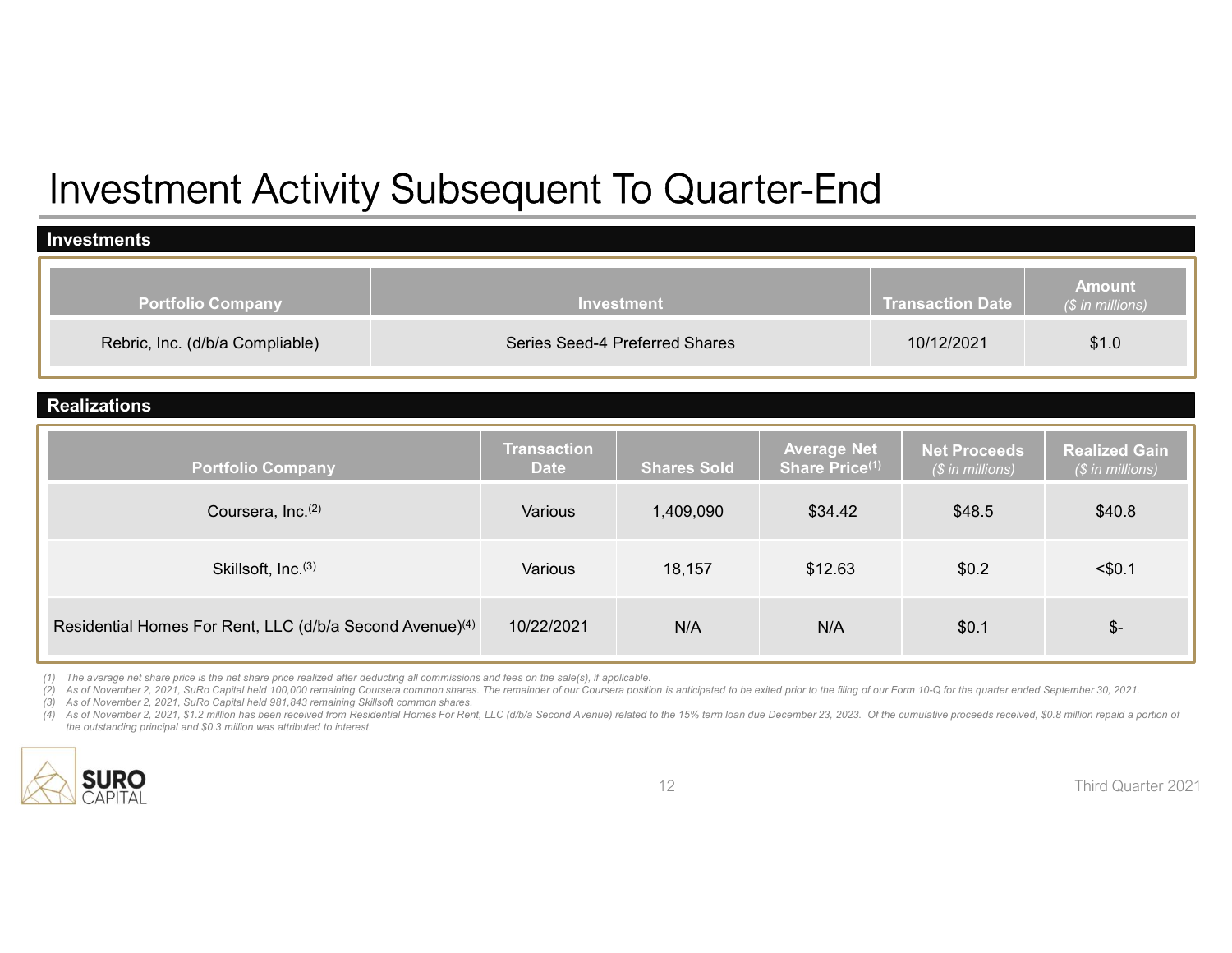# Investment Activity Subsequent To Quarter-End

## Investments

| Portfolio Company | Investment | Transaction Date | Amount ($ in millions) |
|---|---|---|---|
| Rebric, Inc. (d/b/a Compliable) | Series Seed-4 Preferred Shares | 10/12/2021 | $1.0 |

## Realizations

| Portfolio Company | Transaction Date | Shares Sold | Average Net Share Price[1] | Net Proceeds ($ in millions) | Realized Gain ($ in millions) |
|---|---|---|---|---|---|
| Coursera, Inc.[2] | Various | 1,409,090 | $34.42 | $48.5 | $40.8 |
| Skillsoft, Inc.[3] | Various | 18,157 | $12.63 | $0.2 | <$0.1 |
| Residential Homes For Rent, LLC (d/b/a Second Avenue)[4] | 10/22/2021 | N/A | N/A | $0.1 | $- |

*(1) The average net share price is the net share price realized after deducting all commissions and fees on the sale(s), if applicable.*

*(2) As of November 2, 2021, SuRo Capital held 100,000 remaining Coursera common shares. The remainder of our Coursera position is anticipated to be exited prior to the filing of our Form 10-Q for the quarter ended September 30, 2021.*

*(3) As of November 2, 2021, SuRo Capital held 981,843 remaining Skillsoft common shares.*

*(4) As of November 2, 2021, $1.2 million has been received from Residential Homes For Rent, LLC (d/b/a Second Avenue) related to the 15% term loan due December 23, 2023. Of the cumulative proceeds received, $0.8 million repaid a portion of the outstanding principal and $0.3 million was attributed to interest.*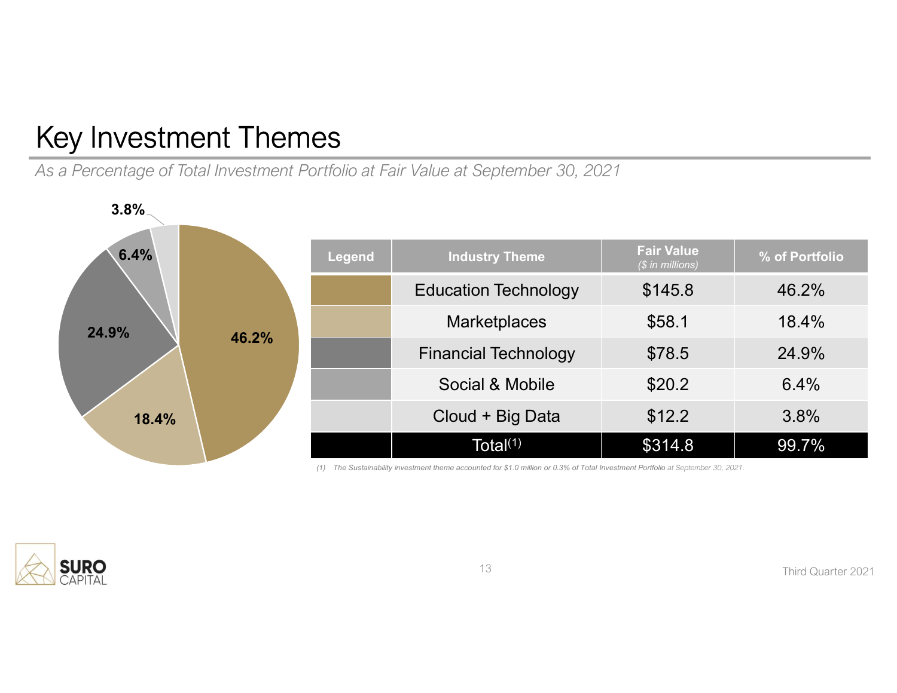# Key Investment Themes

*As a Percentage of Total Investment Portfolio at Fair Value at September 30, 2021*

| Legend | Industry Theme | Fair Value ($ in millions) | % of Portfolio |
|---|---|---|---|
| | Education Technology | $145.8 | 46.2% |
| | Marketplaces | $58.1 | 18.4% |
| | Financial Technology | $78.5 | 24.9% |
| | Social & Mobile | $20.2 | 6.4% |
| | Cloud + Big Data | $12.2 | 3.8% |
| | **Total[(1)]** | **$314.8** | **99.7%** |

*(1) The Sustainability investment theme accounted for $1.0 million or 0.3% of Total Investment Portfolio at September 30, 2021.*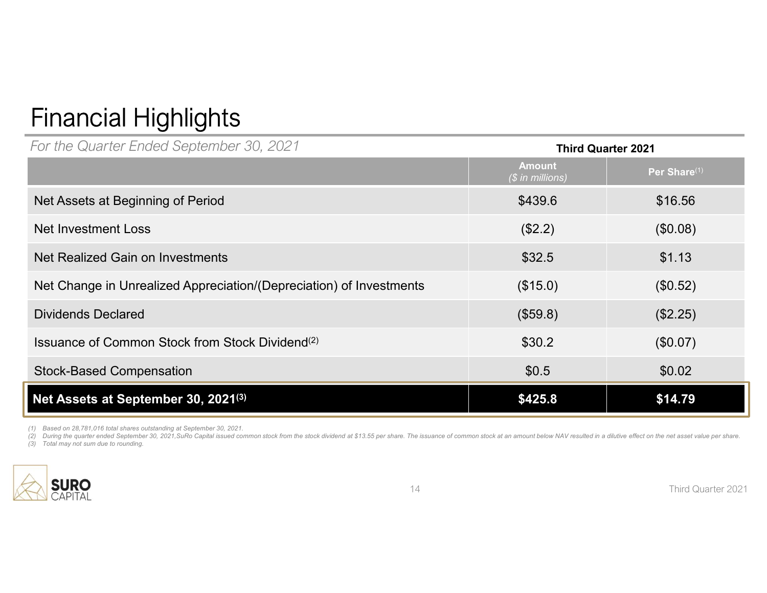# Financial Highlights

*For the Quarter Ended September 30, 2021*

| | Third Quarter 2021 | |
|---|---|---|
| | Amount *($ in millions)* | Per Share[(1)] |
| Net Assets at Beginning of Period | $439.6 | $16.56 |
| Net Investment Loss | ($2.2) | ($0.08) |
| Net Realized Gain on Investments | $32.5 | $1.13 |
| Net Change in Unrealized Appreciation/(Depreciation) of Investments | ($15.0) | ($0.52) |
| Dividends Declared | ($59.8) | ($2.25) |
| Issuance of Common Stock from Stock Dividend[(2)] | $30.2 | ($0.07) |
| Stock-Based Compensation | $0.5 | $0.02 |
| **Net Assets at September 30, 2021[(3)]** | **$425.8** | **$14.79** |

*(1) Based on 28,781,016 total shares outstanding at September 30, 2021.*
*(2) During the quarter ended September 30, 2021,SuRo Capital issued common stock from the stock dividend at $13.55 per share. The issuance of common stock at an amount below NAV resulted in a dilutive effect on the net asset value per share.*
*(3) Total may not sum due to rounding.*